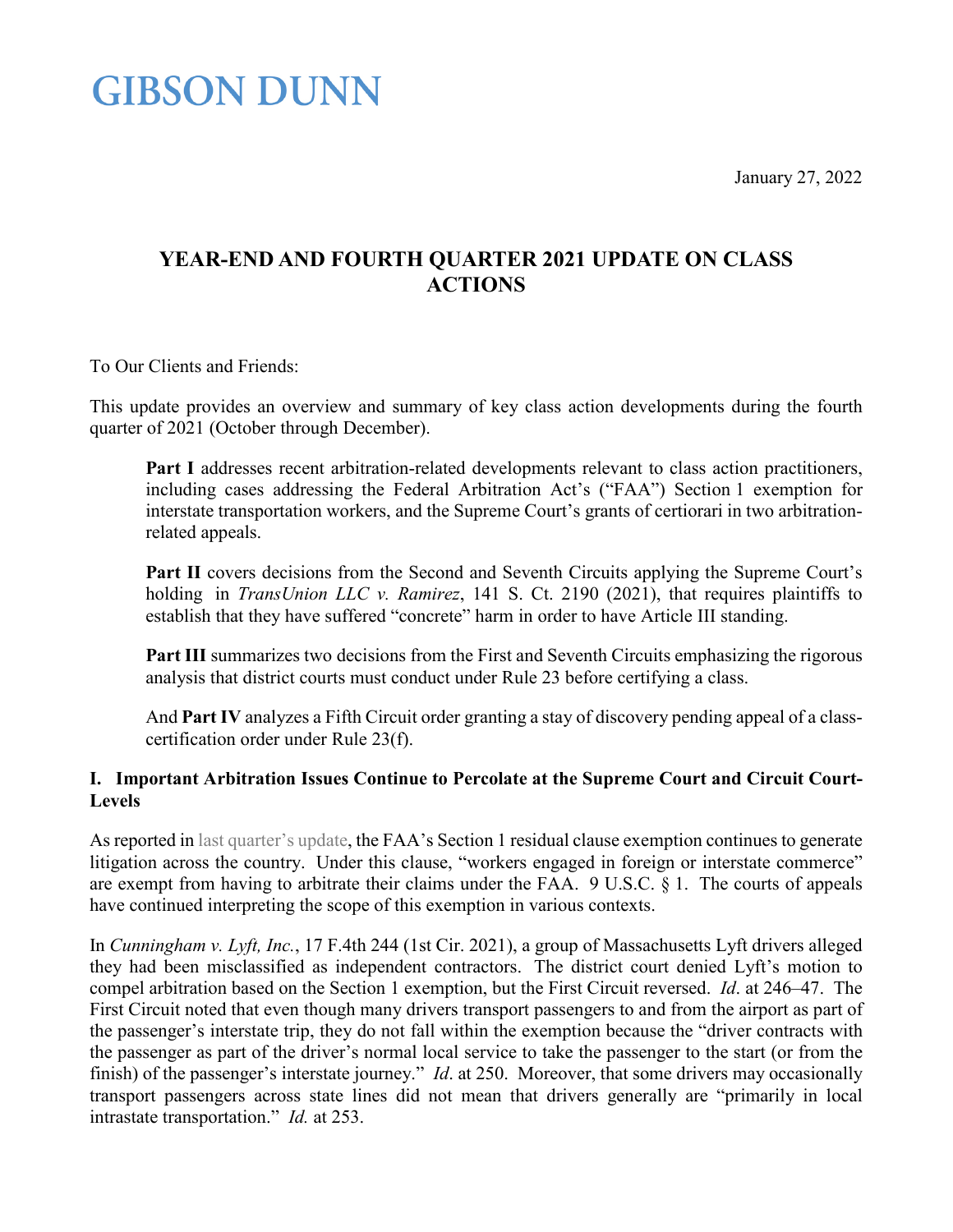# GIBSON DUNN

January 27, 2022

## YEAR-END AND FOURTH QUARTER 2021 UPDATE ON CLASS ACTIONS

To Our Clients and Friends:

This update provides an overview and summary of key class action developments during the fourth quarter of 2021 (October through December).

> **Part I** addresses recent arbitration-related developments relevant to class action practitioners, including cases addressing the Federal Arbitration Act's ("FAA") Section 1 exemption for interstate transportation workers, and the Supreme Court's grants of certiorari in two arbitration-related appeals.
>
> **Part II** covers decisions from the Second and Seventh Circuits applying the Supreme Court's holding in *TransUnion LLC v. Ramirez*, 141 S. Ct. 2190 (2021), that requires plaintiffs to establish that they have suffered "concrete" harm in order to have Article III standing.
>
> **Part III** summarizes two decisions from the First and Seventh Circuits emphasizing the rigorous analysis that district courts must conduct under Rule 23 before certifying a class.
>
> And **Part IV** analyzes a Fifth Circuit order granting a stay of discovery pending appeal of a class-certification order under Rule 23(f).

### I. Important Arbitration Issues Continue to Percolate at the Supreme Court and Circuit Court-Levels

As reported in last quarter's update, the FAA's Section 1 residual clause exemption continues to generate litigation across the country. Under this clause, "workers engaged in foreign or interstate commerce" are exempt from having to arbitrate their claims under the FAA. 9 U.S.C. § 1. The courts of appeals have continued interpreting the scope of this exemption in various contexts.

In *Cunningham v. Lyft, Inc.*, 17 F.4th 244 (1st Cir. 2021), a group of Massachusetts Lyft drivers alleged they had been misclassified as independent contractors. The district court denied Lyft's motion to compel arbitration based on the Section 1 exemption, but the First Circuit reversed. *Id*. at 246–47. The First Circuit noted that even though many drivers transport passengers to and from the airport as part of the passenger's interstate trip, they do not fall within the exemption because the "driver contracts with the passenger as part of the driver's normal local service to take the passenger to the start (or from the finish) of the passenger's interstate journey." *Id*. at 250. Moreover, that some drivers may occasionally transport passengers across state lines did not mean that drivers generally are "primarily in local intrastate transportation." *Id.* at 253.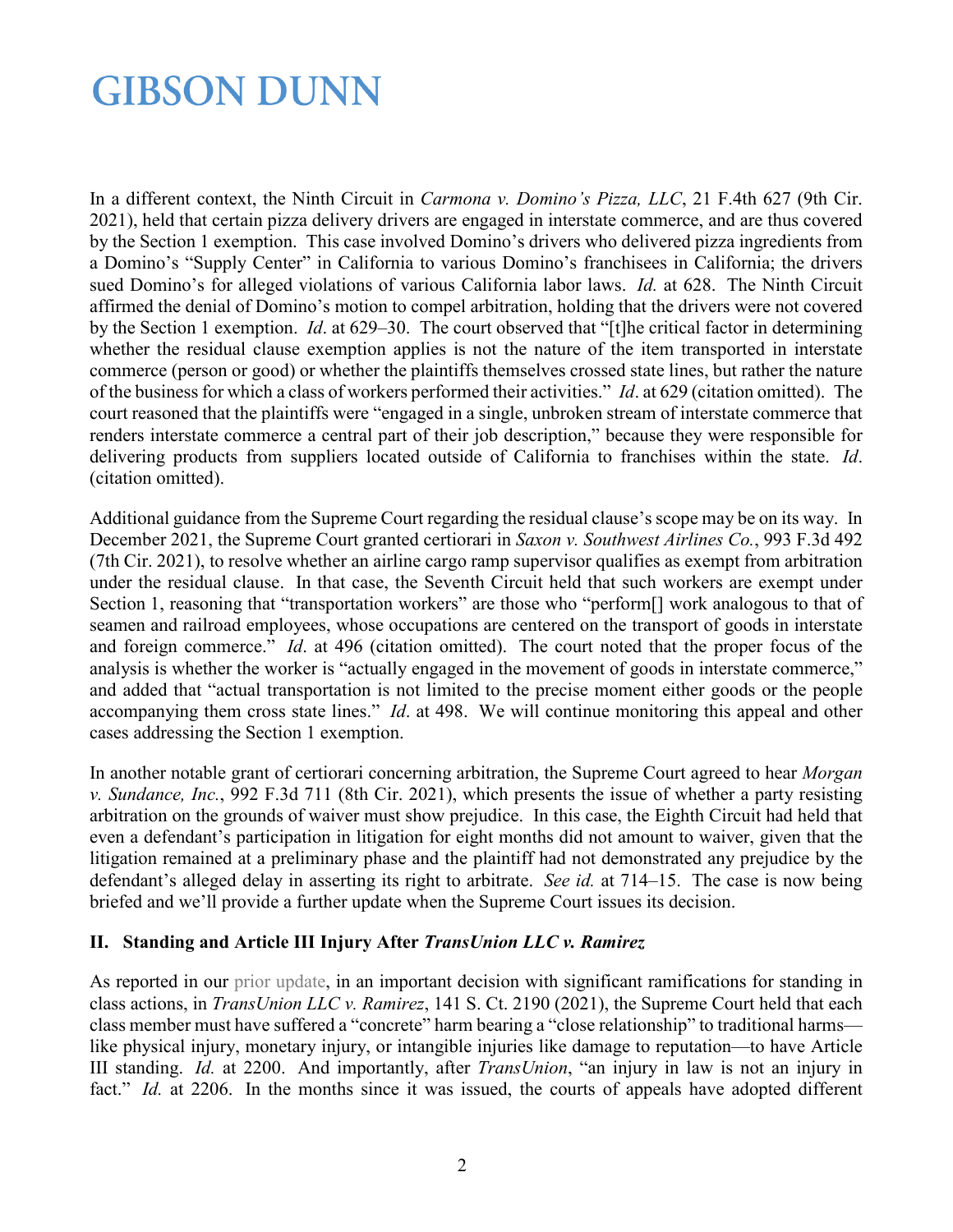In a different context, the Ninth Circuit in *Carmona v. Domino's Pizza, LLC*, 21 F.4th 627 (9th Cir. 2021), held that certain pizza delivery drivers are engaged in interstate commerce, and are thus covered by the Section 1 exemption. This case involved Domino's drivers who delivered pizza ingredients from a Domino's "Supply Center" in California to various Domino's franchisees in California; the drivers sued Domino's for alleged violations of various California labor laws. *Id*. at 628. The Ninth Circuit affirmed the denial of Domino's motion to compel arbitration, holding that the drivers were not covered by the Section 1 exemption. *Id*. at 629–30. The court observed that "[t]he critical factor in determining whether the residual clause exemption applies is not the nature of the item transported in interstate commerce (person or good) or whether the plaintiffs themselves crossed state lines, but rather the nature of the business for which a class of workers performed their activities." *Id*. at 629 (citation omitted). The court reasoned that the plaintiffs were "engaged in a single, unbroken stream of interstate commerce that renders interstate commerce a central part of their job description," because they were responsible for delivering products from suppliers located outside of California to franchises within the state. *Id*. (citation omitted).

Additional guidance from the Supreme Court regarding the residual clause's scope may be on its way. In December 2021, the Supreme Court granted certiorari in *Saxon v. Southwest Airlines Co.*, 993 F.3d 492 (7th Cir. 2021), to resolve whether an airline cargo ramp supervisor qualifies as exempt from arbitration under the residual clause. In that case, the Seventh Circuit held that such workers are exempt under Section 1, reasoning that "transportation workers" are those who "perform[] work analogous to that of seamen and railroad employees, whose occupations are centered on the transport of goods in interstate and foreign commerce." *Id*. at 496 (citation omitted). The court noted that the proper focus of the analysis is whether the worker is "actually engaged in the movement of goods in interstate commerce," and added that "actual transportation is not limited to the precise moment either goods or the people accompanying them cross state lines." *Id*. at 498. We will continue monitoring this appeal and other cases addressing the Section 1 exemption.

In another notable grant of certiorari concerning arbitration, the Supreme Court agreed to hear *Morgan v. Sundance, Inc.*, 992 F.3d 711 (8th Cir. 2021), which presents the issue of whether a party resisting arbitration on the grounds of waiver must show prejudice. In this case, the Eighth Circuit had held that even a defendant's participation in litigation for eight months did not amount to waiver, given that the litigation remained at a preliminary phase and the plaintiff had not demonstrated any prejudice by the defendant's alleged delay in asserting its right to arbitrate. *See id.* at 714–15. The case is now being briefed and we'll provide a further update when the Supreme Court issues its decision.

## II. Standing and Article III Injury After *TransUnion LLC v. Ramirez*

As reported in our prior update, in an important decision with significant ramifications for standing in class actions, in *TransUnion LLC v. Ramirez*, 141 S. Ct. 2190 (2021), the Supreme Court held that each class member must have suffered a "concrete" harm bearing a "close relationship" to traditional harms—like physical injury, monetary injury, or intangible injuries like damage to reputation—to have Article III standing. *Id.* at 2200. And importantly, after *TransUnion*, "an injury in law is not an injury in fact." *Id.* at 2206. In the months since it was issued, the courts of appeals have adopted different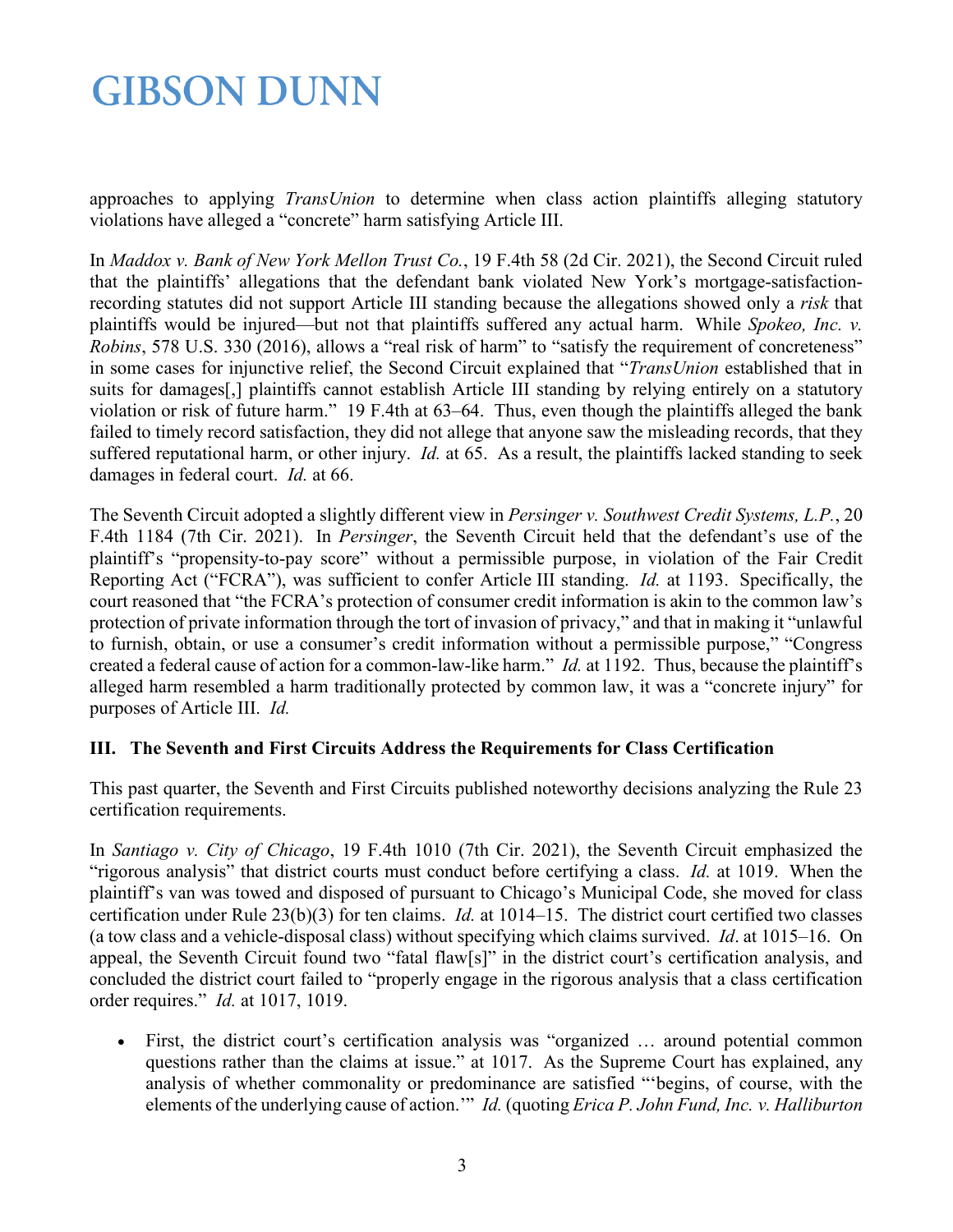approaches to applying *TransUnion* to determine when class action plaintiffs alleging statutory violations have alleged a "concrete" harm satisfying Article III.

In *Maddox v. Bank of New York Mellon Trust Co.*, 19 F.4th 58 (2d Cir. 2021), the Second Circuit ruled that the plaintiffs' allegations that the defendant bank violated New York's mortgage-satisfaction-recording statutes did not support Article III standing because the allegations showed only a *risk* that plaintiffs would be injured—but not that plaintiffs suffered any actual harm. While *Spokeo, Inc. v. Robins*, 578 U.S. 330 (2016), allows a "real risk of harm" to "satisfy the requirement of concreteness" in some cases for injunctive relief, the Second Circuit explained that "*TransUnion* established that in suits for damages[,] plaintiffs cannot establish Article III standing by relying entirely on a statutory violation or risk of future harm." 19 F.4th at 63–64. Thus, even though the plaintiffs alleged the bank failed to timely record satisfaction, they did not allege that anyone saw the misleading records, that they suffered reputational harm, or other injury. *Id.* at 65. As a result, the plaintiffs lacked standing to seek damages in federal court. *Id.* at 66.

The Seventh Circuit adopted a slightly different view in *Persinger v. Southwest Credit Systems, L.P.*, 20 F.4th 1184 (7th Cir. 2021). In *Persinger*, the Seventh Circuit held that the defendant's use of the plaintiff's "propensity-to-pay score" without a permissible purpose, in violation of the Fair Credit Reporting Act ("FCRA"), was sufficient to confer Article III standing. *Id.* at 1193. Specifically, the court reasoned that "the FCRA's protection of consumer credit information is akin to the common law's protection of private information through the tort of invasion of privacy," and that in making it "unlawful to furnish, obtain, or use a consumer's credit information without a permissible purpose," "Congress created a federal cause of action for a common-law-like harm." *Id.* at 1192. Thus, because the plaintiff's alleged harm resembled a harm traditionally protected by common law, it was a "concrete injury" for purposes of Article III. *Id.*

### III. The Seventh and First Circuits Address the Requirements for Class Certification

This past quarter, the Seventh and First Circuits published noteworthy decisions analyzing the Rule 23 certification requirements.

In *Santiago v. City of Chicago*, 19 F.4th 1010 (7th Cir. 2021), the Seventh Circuit emphasized the "rigorous analysis" that district courts must conduct before certifying a class. *Id.* at 1019. When the plaintiff's van was towed and disposed of pursuant to Chicago's Municipal Code, she moved for class certification under Rule 23(b)(3) for ten claims. *Id.* at 1014–15. The district court certified two classes (a tow class and a vehicle-disposal class) without specifying which claims survived. *Id*. at 1015–16. On appeal, the Seventh Circuit found two "fatal flaw[s]" in the district court's certification analysis, and concluded the district court failed to "properly engage in the rigorous analysis that a class certification order requires." *Id.* at 1017, 1019.

- First, the district court's certification analysis was "organized … around potential common questions rather than the claims at issue." at 1017. As the Supreme Court has explained, any analysis of whether commonality or predominance are satisfied "'begins, of course, with the elements of the underlying cause of action.'" *Id.* (quoting *Erica P. John Fund, Inc. v. Halliburton*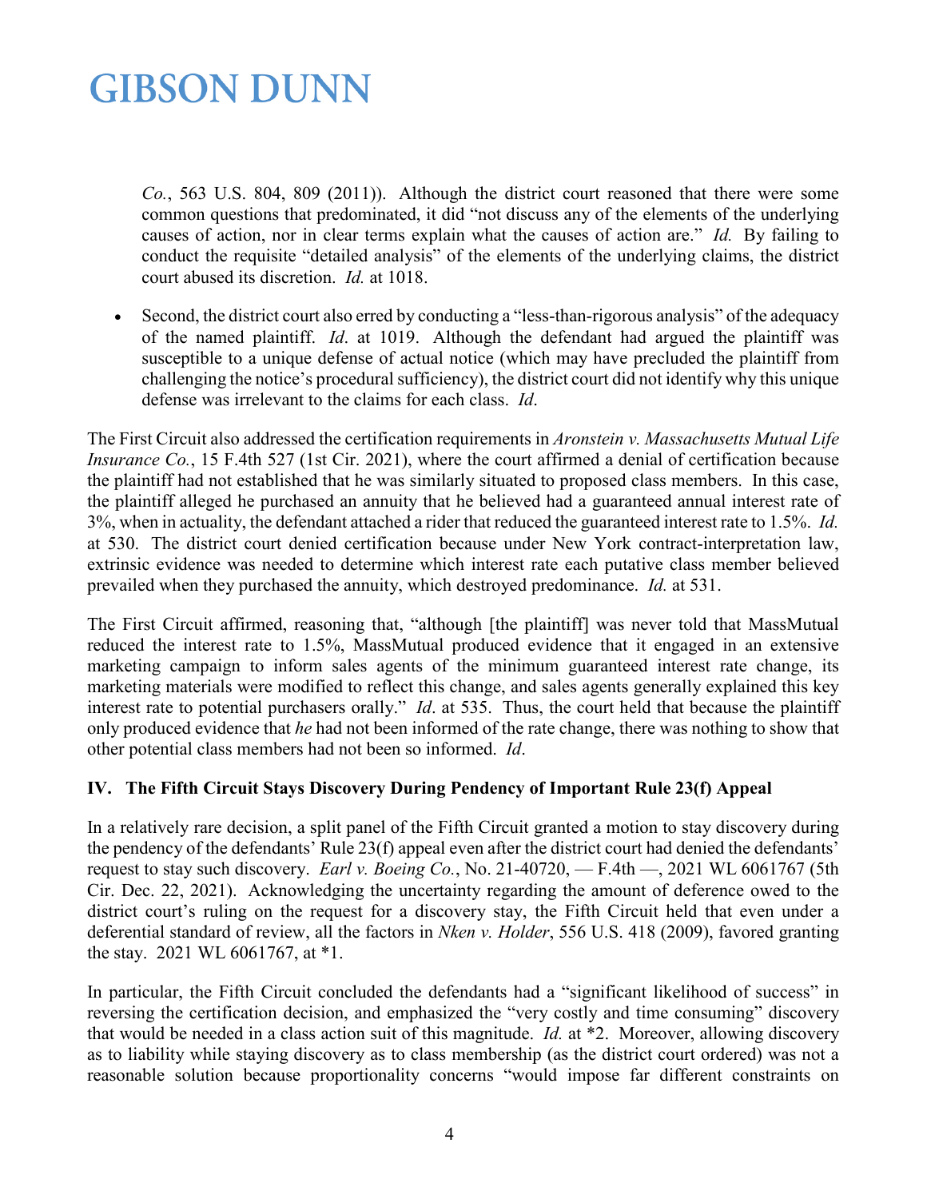*Co.*, 563 U.S. 804, 809 (2011)). Although the district court reasoned that there were some common questions that predominated, it did "not discuss any of the elements of the underlying causes of action, nor in clear terms explain what the causes of action are." *Id.* By failing to conduct the requisite "detailed analysis" of the elements of the underlying claims, the district court abused its discretion. *Id.* at 1018.

- Second, the district court also erred by conducting a "less-than-rigorous analysis" of the adequacy of the named plaintiff. *Id*. at 1019. Although the defendant had argued the plaintiff was susceptible to a unique defense of actual notice (which may have precluded the plaintiff from challenging the notice's procedural sufficiency), the district court did not identify why this unique defense was irrelevant to the claims for each class. *Id*.

The First Circuit also addressed the certification requirements in *Aronstein v. Massachusetts Mutual Life Insurance Co.*, 15 F.4th 527 (1st Cir. 2021), where the court affirmed a denial of certification because the plaintiff had not established that he was similarly situated to proposed class members. In this case, the plaintiff alleged he purchased an annuity that he believed had a guaranteed annual interest rate of 3%, when in actuality, the defendant attached a rider that reduced the guaranteed interest rate to 1.5%. *Id.* at 530. The district court denied certification because under New York contract-interpretation law, extrinsic evidence was needed to determine which interest rate each putative class member believed prevailed when they purchased the annuity, which destroyed predominance. *Id.* at 531.

The First Circuit affirmed, reasoning that, "although [the plaintiff] was never told that MassMutual reduced the interest rate to 1.5%, MassMutual produced evidence that it engaged in an extensive marketing campaign to inform sales agents of the minimum guaranteed interest rate change, its marketing materials were modified to reflect this change, and sales agents generally explained this key interest rate to potential purchasers orally." *Id*. at 535. Thus, the court held that because the plaintiff only produced evidence that *he* had not been informed of the rate change, there was nothing to show that other potential class members had not been so informed. *Id*.

## IV. The Fifth Circuit Stays Discovery During Pendency of Important Rule 23(f) Appeal

In a relatively rare decision, a split panel of the Fifth Circuit granted a motion to stay discovery during the pendency of the defendants' Rule 23(f) appeal even after the district court had denied the defendants' request to stay such discovery. *Earl v. Boeing Co.*, No. 21-40720, — F.4th —, 2021 WL 6061767 (5th Cir. Dec. 22, 2021). Acknowledging the uncertainty regarding the amount of deference owed to the district court's ruling on the request for a discovery stay, the Fifth Circuit held that even under a deferential standard of review, all the factors in *Nken v. Holder*, 556 U.S. 418 (2009), favored granting the stay. 2021 WL 6061767, at *1.

In particular, the Fifth Circuit concluded the defendants had a "significant likelihood of success" in reversing the certification decision, and emphasized the "very costly and time consuming" discovery that would be needed in a class action suit of this magnitude. *Id.* at *2. Moreover, allowing discovery as to liability while staying discovery as to class membership (as the district court ordered) was not a reasonable solution because proportionality concerns "would impose far different constraints on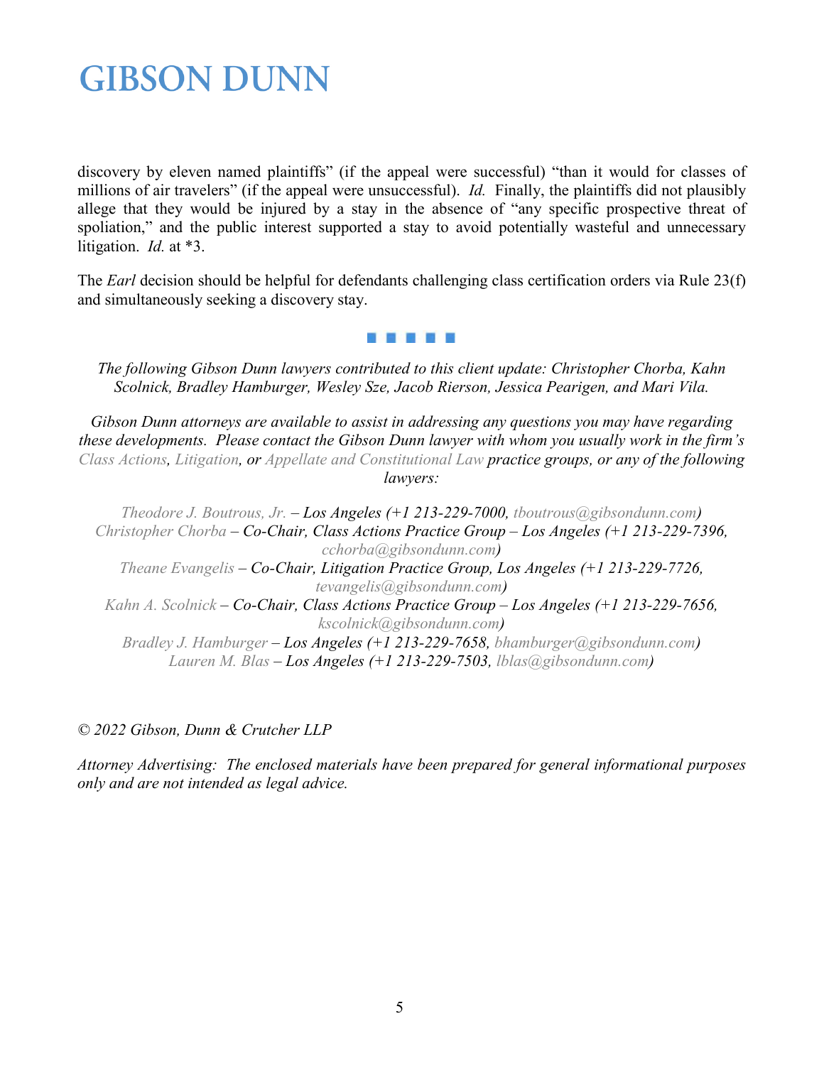discovery by eleven named plaintiffs" (if the appeal were successful) "than it would for classes of millions of air travelers" (if the appeal were unsuccessful). *Id.* Finally, the plaintiffs did not plausibly allege that they would be injured by a stay in the absence of "any specific prospective threat of spoliation," and the public interest supported a stay to avoid potentially wasteful and unnecessary litigation. *Id.* at *3.

The *Earl* decision should be helpful for defendants challenging class certification orders via Rule 23(f) and simultaneously seeking a discovery stay.

▪ ▪ ▪ ▪ ▪

*The following Gibson Dunn lawyers contributed to this client update: Christopher Chorba, Kahn Scolnick, Bradley Hamburger, Wesley Sze, Jacob Rierson, Jessica Pearigen, and Mari Vila.*

*Gibson Dunn attorneys are available to assist in addressing any questions you may have regarding these developments. Please contact the Gibson Dunn lawyer with whom you usually work in the firm's Class Actions, Litigation, or Appellate and Constitutional Law practice groups, or any of the following lawyers:*

*Theodore J. Boutrous, Jr. – Los Angeles (+1 213-229-7000, tboutrous@gibsondunn.com)*
*Christopher Chorba – Co-Chair, Class Actions Practice Group – Los Angeles (+1 213-229-7396, cchorba@gibsondunn.com)*
*Theane Evangelis – Co-Chair, Litigation Practice Group, Los Angeles (+1 213-229-7726, tevangelis@gibsondunn.com)*
*Kahn A. Scolnick – Co-Chair, Class Actions Practice Group – Los Angeles (+1 213-229-7656, kscolnick@gibsondunn.com)*
*Bradley J. Hamburger – Los Angeles (+1 213-229-7658, bhamburger@gibsondunn.com)*
*Lauren M. Blas – Los Angeles (+1 213-229-7503, lblas@gibsondunn.com)*

*© 2022 Gibson, Dunn & Crutcher LLP*

*Attorney Advertising: The enclosed materials have been prepared for general informational purposes only and are not intended as legal advice.*